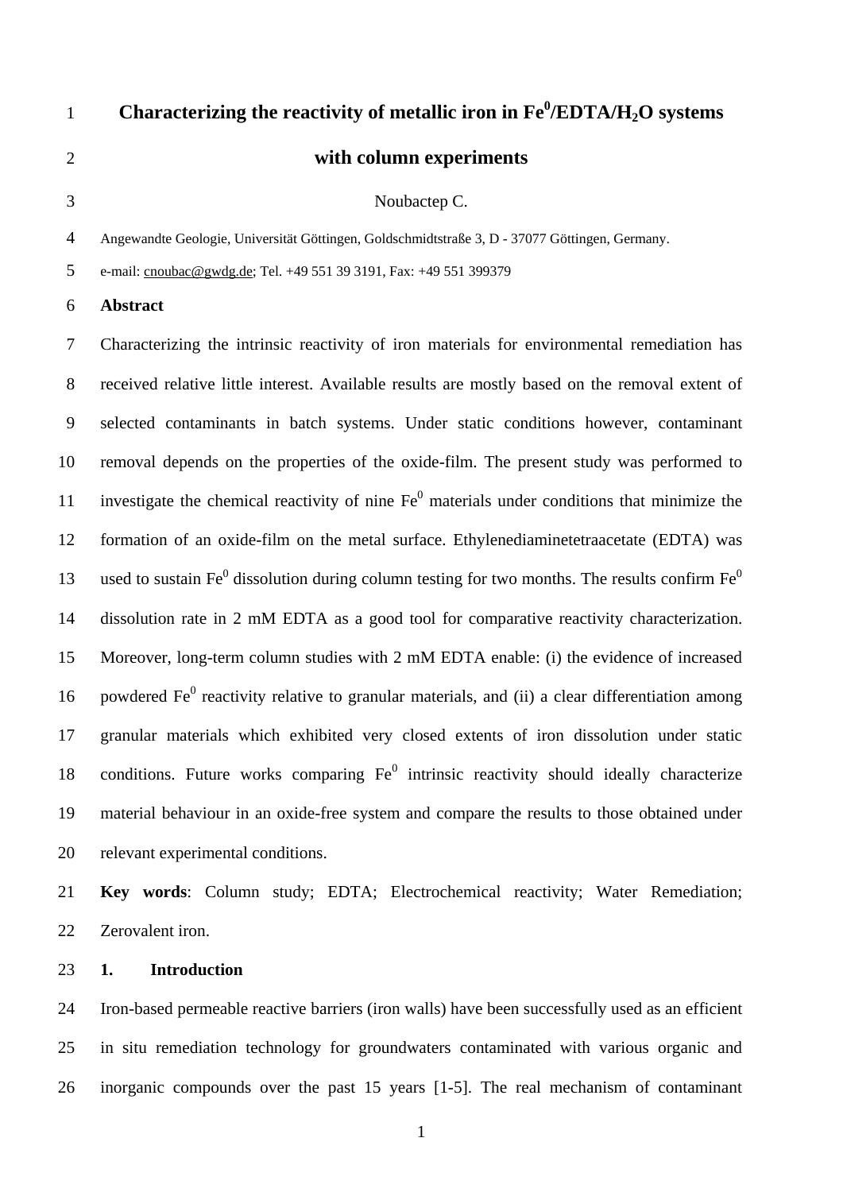# Characterizing the reactivity of metallic iron in $Fe^0$/EDTA/$H_2O$ systems with column experiments

Noubactep C.

Angewandte Geologie, Universität Göttingen, Goldschmidtstraße 3, D - 37077 Göttingen, Germany.

e-mail: cnoubac@gwdg.de; Tel. +49 551 39 3191, Fax: +49 551 399379

## Abstract

Characterizing the intrinsic reactivity of iron materials for environmental remediation has received relative little interest. Available results are mostly based on the removal extent of selected contaminants in batch systems. Under static conditions however, contaminant removal depends on the properties of the oxide-film. The present study was performed to investigate the chemical reactivity of nine $Fe^0$ materials under conditions that minimize the formation of an oxide-film on the metal surface. Ethylenediaminetetraacetate (EDTA) was used to sustain $Fe^0$ dissolution during column testing for two months. The results confirm $Fe^0$ dissolution rate in 2 mM EDTA as a good tool for comparative reactivity characterization. Moreover, long-term column studies with 2 mM EDTA enable: (i) the evidence of increased powdered $Fe^0$ reactivity relative to granular materials, and (ii) a clear differentiation among granular materials which exhibited very closed extents of iron dissolution under static conditions. Future works comparing $Fe^0$ intrinsic reactivity should ideally characterize material behaviour in an oxide-free system and compare the results to those obtained under relevant experimental conditions.

**Key words**: Column study; EDTA; Electrochemical reactivity; Water Remediation; Zerovalent iron.

## 1. Introduction

Iron-based permeable reactive barriers (iron walls) have been successfully used as an efficient in situ remediation technology for groundwaters contaminated with various organic and inorganic compounds over the past 15 years [1-5]. The real mechanism of contaminant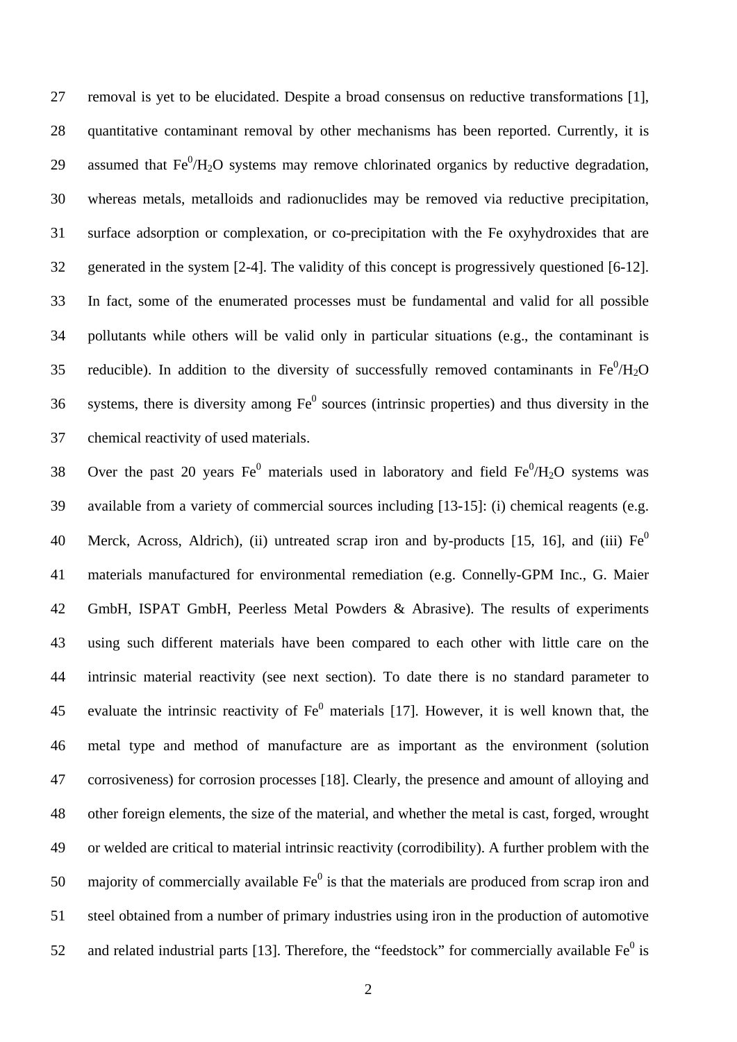removal is yet to be elucidated. Despite a broad consensus on reductive transformations [1], quantitative contaminant removal by other mechanisms has been reported. Currently, it is assumed that $Fe^0/H_2O$ systems may remove chlorinated organics by reductive degradation, whereas metals, metalloids and radionuclides may be removed via reductive precipitation, surface adsorption or complexation, or co-precipitation with the Fe oxyhydroxides that are generated in the system [2-4]. The validity of this concept is progressively questioned [6-12]. In fact, some of the enumerated processes must be fundamental and valid for all possible pollutants while others will be valid only in particular situations (e.g., the contaminant is reducible). In addition to the diversity of successfully removed contaminants in $Fe^0/H_2O$ systems, there is diversity among $Fe^0$ sources (intrinsic properties) and thus diversity in the chemical reactivity of used materials.

Over the past 20 years $Fe^0$ materials used in laboratory and field $Fe^0/H_2O$ systems was available from a variety of commercial sources including [13-15]: (i) chemical reagents (e.g. Merck, Across, Aldrich), (ii) untreated scrap iron and by-products [15, 16], and (iii) $Fe^0$ materials manufactured for environmental remediation (e.g. Connelly-GPM Inc., G. Maier GmbH, ISPAT GmbH, Peerless Metal Powders & Abrasive). The results of experiments using such different materials have been compared to each other with little care on the intrinsic material reactivity (see next section). To date there is no standard parameter to evaluate the intrinsic reactivity of $Fe^0$ materials [17]. However, it is well known that, the metal type and method of manufacture are as important as the environment (solution corrosiveness) for corrosion processes [18]. Clearly, the presence and amount of alloying and other foreign elements, the size of the material, and whether the metal is cast, forged, wrought or welded are critical to material intrinsic reactivity (corrodibility). A further problem with the majority of commercially available $Fe^0$ is that the materials are produced from scrap iron and steel obtained from a number of primary industries using iron in the production of automotive and related industrial parts [13]. Therefore, the "feedstock" for commercially available $Fe^0$ is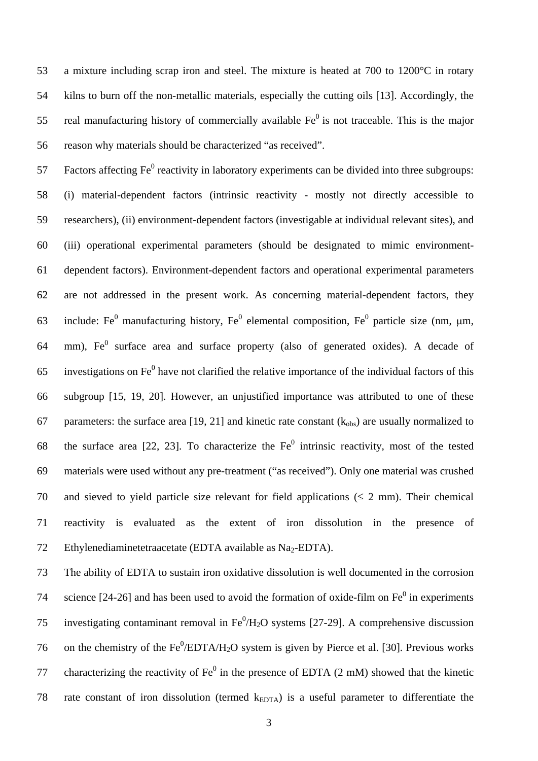a mixture including scrap iron and steel. The mixture is heated at 700 to 1200°C in rotary kilns to burn off the non-metallic materials, especially the cutting oils [13]. Accordingly, the real manufacturing history of commercially available $Fe^0$ is not traceable. This is the major reason why materials should be characterized "as received".

Factors affecting $Fe^0$ reactivity in laboratory experiments can be divided into three subgroups: (i) material-dependent factors (intrinsic reactivity - mostly not directly accessible to researchers), (ii) environment-dependent factors (investigable at individual relevant sites), and (iii) operational experimental parameters (should be designated to mimic environment-dependent factors). Environment-dependent factors and operational experimental parameters are not addressed in the present work. As concerning material-dependent factors, they include: $Fe^0$ manufacturing history, $Fe^0$ elemental composition, $Fe^0$ particle size (nm, μm, mm), $Fe^0$ surface area and surface property (also of generated oxides). A decade of investigations on $Fe^0$ have not clarified the relative importance of the individual factors of this subgroup [15, 19, 20]. However, an unjustified importance was attributed to one of these parameters: the surface area [19, 21] and kinetic rate constant ($k_{obs}$) are usually normalized to the surface area [22, 23]. To characterize the $Fe^0$ intrinsic reactivity, most of the tested materials were used without any pre-treatment ("as received"). Only one material was crushed and sieved to yield particle size relevant for field applications (≤ 2 mm). Their chemical reactivity is evaluated as the extent of iron dissolution in the presence of Ethylenediaminetetraacetate (EDTA available as $Na_2$-EDTA).

The ability of EDTA to sustain iron oxidative dissolution is well documented in the corrosion science [24-26] and has been used to avoid the formation of oxide-film on $Fe^0$ in experiments investigating contaminant removal in $Fe^0/H_2O$ systems [27-29]. A comprehensive discussion on the chemistry of the $Fe^0$/EDTA/$H_2O$ system is given by Pierce et al. [30]. Previous works characterizing the reactivity of $Fe^0$ in the presence of EDTA (2 mM) showed that the kinetic rate constant of iron dissolution (termed $k_{EDTA}$) is a useful parameter to differentiate the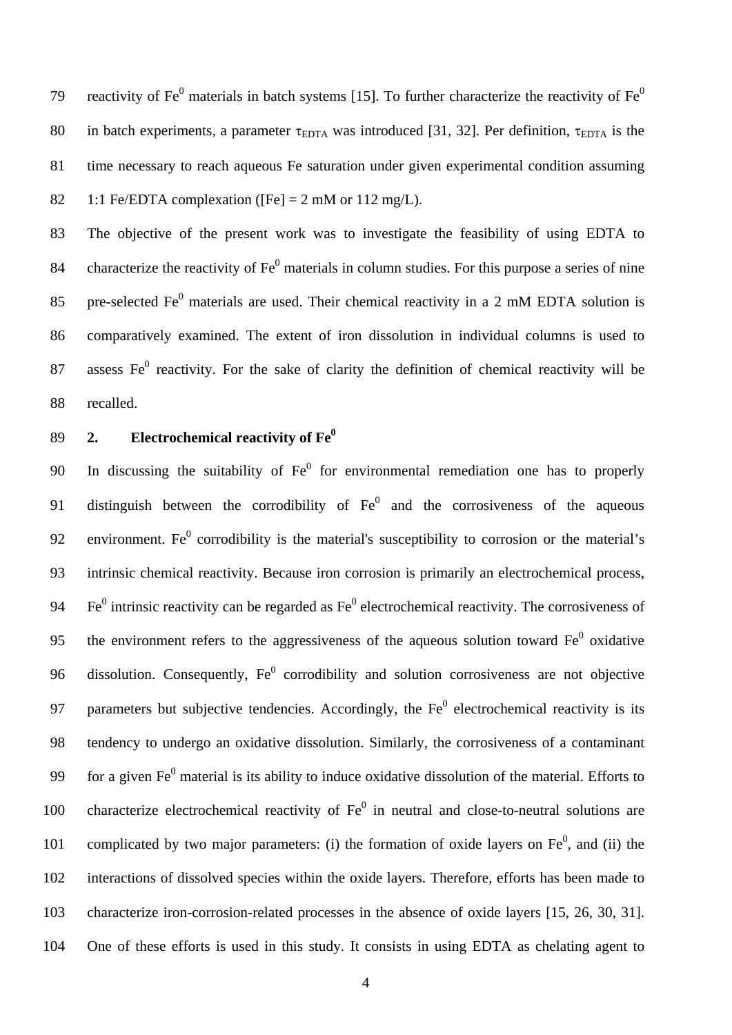reactivity of $Fe^0$ materials in batch systems [15]. To further characterize the reactivity of $Fe^0$ in batch experiments, a parameter $\tau_{EDTA}$ was introduced [31, 32]. Per definition, $\tau_{EDTA}$ is the time necessary to reach aqueous Fe saturation under given experimental condition assuming 1:1 Fe/EDTA complexation ([Fe] = 2 mM or 112 mg/L).

The objective of the present work was to investigate the feasibility of using EDTA to characterize the reactivity of $Fe^0$ materials in column studies. For this purpose a series of nine pre-selected $Fe^0$ materials are used. Their chemical reactivity in a 2 mM EDTA solution is comparatively examined. The extent of iron dissolution in individual columns is used to assess $Fe^0$ reactivity. For the sake of clarity the definition of chemical reactivity will be recalled.

## 2. Electrochemical reactivity of $Fe^0$

In discussing the suitability of $Fe^0$ for environmental remediation one has to properly distinguish between the corrodibility of $Fe^0$ and the corrosiveness of the aqueous environment. $Fe^0$ corrodibility is the material's susceptibility to corrosion or the material's intrinsic chemical reactivity. Because iron corrosion is primarily an electrochemical process, $Fe^0$ intrinsic reactivity can be regarded as $Fe^0$ electrochemical reactivity. The corrosiveness of the environment refers to the aggressiveness of the aqueous solution toward $Fe^0$ oxidative dissolution. Consequently, $Fe^0$ corrodibility and solution corrosiveness are not objective parameters but subjective tendencies. Accordingly, the $Fe^0$ electrochemical reactivity is its tendency to undergo an oxidative dissolution. Similarly, the corrosiveness of a contaminant for a given $Fe^0$ material is its ability to induce oxidative dissolution of the material. Efforts to characterize electrochemical reactivity of $Fe^0$ in neutral and close-to-neutral solutions are complicated by two major parameters: (i) the formation of oxide layers on $Fe^0$, and (ii) the interactions of dissolved species within the oxide layers. Therefore, efforts has been made to characterize iron-corrosion-related processes in the absence of oxide layers [15, 26, 30, 31]. One of these efforts is used in this study. It consists in using EDTA as chelating agent to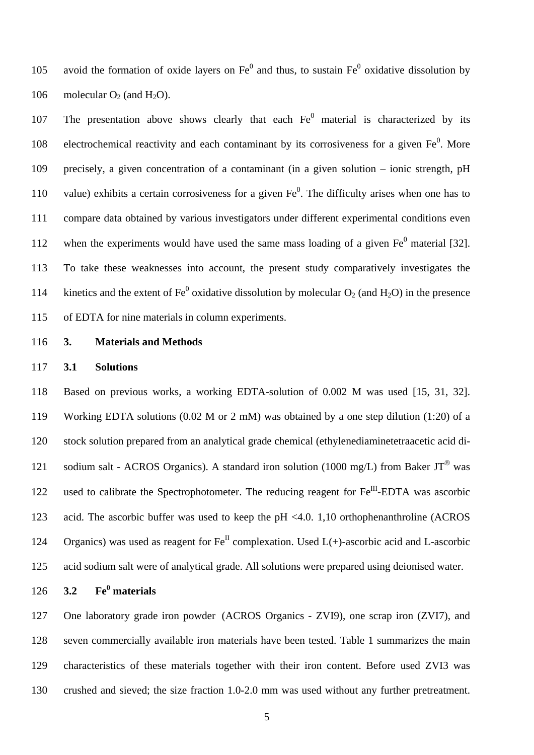avoid the formation of oxide layers on $Fe^0$ and thus, to sustain $Fe^0$ oxidative dissolution by molecular $O_2$ (and $H_2O$).

The presentation above shows clearly that each $Fe^0$ material is characterized by its electrochemical reactivity and each contaminant by its corrosiveness for a given $Fe^0$. More precisely, a given concentration of a contaminant (in a given solution – ionic strength, pH value) exhibits a certain corrosiveness for a given $Fe^0$. The difficulty arises when one has to compare data obtained by various investigators under different experimental conditions even when the experiments would have used the same mass loading of a given $Fe^0$ material [32]. To take these weaknesses into account, the present study comparatively investigates the kinetics and the extent of $Fe^0$ oxidative dissolution by molecular $O_2$ (and $H_2O$) in the presence of EDTA for nine materials in column experiments.

## 3. Materials and Methods

### 3.1 Solutions

Based on previous works, a working EDTA-solution of 0.002 M was used [15, 31, 32]. Working EDTA solutions (0.02 M or 2 mM) was obtained by a one step dilution (1:20) of a stock solution prepared from an analytical grade chemical (ethylenediaminetetraacetic acid di-sodium salt - ACROS Organics). A standard iron solution (1000 mg/L) from Baker JT® was used to calibrate the Spectrophotometer. The reducing reagent for $Fe^{III}$-EDTA was ascorbic acid. The ascorbic buffer was used to keep the pH <4.0. 1,10 orthophenanthroline (ACROS Organics) was used as reagent for $Fe^{II}$ complexation. Used L(+)-ascorbic acid and L-ascorbic acid sodium salt were of analytical grade. All solutions were prepared using deionised water.

### 3.2 $Fe^0$ materials

One laboratory grade iron powder (ACROS Organics - ZVI9), one scrap iron (ZVI7), and seven commercially available iron materials have been tested. Table 1 summarizes the main characteristics of these materials together with their iron content. Before used ZVI3 was crushed and sieved; the size fraction 1.0-2.0 mm was used without any further pretreatment.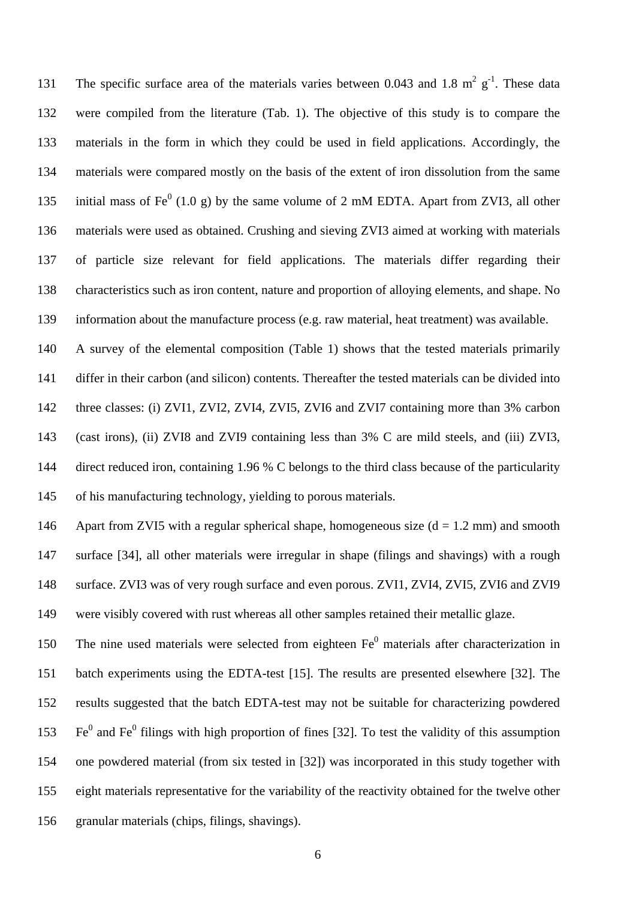The specific surface area of the materials varies between 0.043 and 1.8 $m^2$ $g^{-1}$. These data were compiled from the literature (Tab. 1). The objective of this study is to compare the materials in the form in which they could be used in field applications. Accordingly, the materials were compared mostly on the basis of the extent of iron dissolution from the same initial mass of $Fe^0$ (1.0 g) by the same volume of 2 mM EDTA. Apart from ZVI3, all other materials were used as obtained. Crushing and sieving ZVI3 aimed at working with materials of particle size relevant for field applications. The materials differ regarding their characteristics such as iron content, nature and proportion of alloying elements, and shape. No information about the manufacture process (e.g. raw material, heat treatment) was available.

A survey of the elemental composition (Table 1) shows that the tested materials primarily differ in their carbon (and silicon) contents. Thereafter the tested materials can be divided into three classes: (i) ZVI1, ZVI2, ZVI4, ZVI5, ZVI6 and ZVI7 containing more than 3% carbon (cast irons), (ii) ZVI8 and ZVI9 containing less than 3% C are mild steels, and (iii) ZVI3, direct reduced iron, containing 1.96 % C belongs to the third class because of the particularity of his manufacturing technology, yielding to porous materials.

Apart from ZVI5 with a regular spherical shape, homogeneous size (d = 1.2 mm) and smooth surface [34], all other materials were irregular in shape (filings and shavings) with a rough surface. ZVI3 was of very rough surface and even porous. ZVI1, ZVI4, ZVI5, ZVI6 and ZVI9 were visibly covered with rust whereas all other samples retained their metallic glaze.

The nine used materials were selected from eighteen $Fe^0$ materials after characterization in batch experiments using the EDTA-test [15]. The results are presented elsewhere [32]. The results suggested that the batch EDTA-test may not be suitable for characterizing powdered $Fe^0$ and $Fe^0$ filings with high proportion of fines [32]. To test the validity of this assumption one powdered material (from six tested in [32]) was incorporated in this study together with eight materials representative for the variability of the reactivity obtained for the twelve other granular materials (chips, filings, shavings).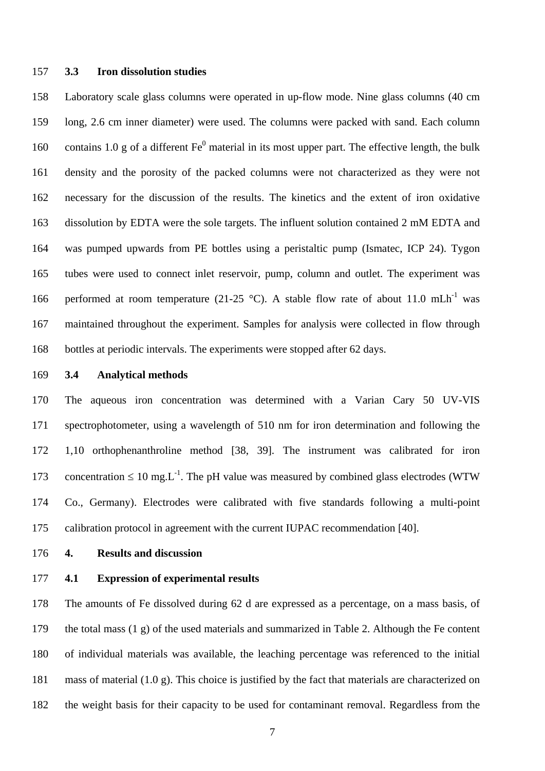### 3.3 Iron dissolution studies

Laboratory scale glass columns were operated in up-flow mode. Nine glass columns (40 cm long, 2.6 cm inner diameter) were used. The columns were packed with sand. Each column contains 1.0 g of a different $Fe^0$ material in its most upper part. The effective length, the bulk density and the porosity of the packed columns were not characterized as they were not necessary for the discussion of the results. The kinetics and the extent of iron oxidative dissolution by EDTA were the sole targets. The influent solution contained 2 mM EDTA and was pumped upwards from PE bottles using a peristaltic pump (Ismatec, ICP 24). Tygon tubes were used to connect inlet reservoir, pump, column and outlet. The experiment was performed at room temperature (21-25 °C). A stable flow rate of about 11.0 $mLh^{-1}$ was maintained throughout the experiment. Samples for analysis were collected in flow through bottles at periodic intervals. The experiments were stopped after 62 days.

### 3.4 Analytical methods

The aqueous iron concentration was determined with a Varian Cary 50 UV-VIS spectrophotometer, using a wavelength of 510 nm for iron determination and following the 1,10 orthophenanthroline method [38, 39]. The instrument was calibrated for iron concentration $\leq$ 10 $mg.L^{-1}$. The pH value was measured by combined glass electrodes (WTW Co., Germany). Electrodes were calibrated with five standards following a multi-point calibration protocol in agreement with the current IUPAC recommendation [40].

## 4. Results and discussion

### 4.1 Expression of experimental results

The amounts of Fe dissolved during 62 d are expressed as a percentage, on a mass basis, of the total mass (1 g) of the used materials and summarized in Table 2. Although the Fe content of individual materials was available, the leaching percentage was referenced to the initial mass of material (1.0 g). This choice is justified by the fact that materials are characterized on the weight basis for their capacity to be used for contaminant removal. Regardless from the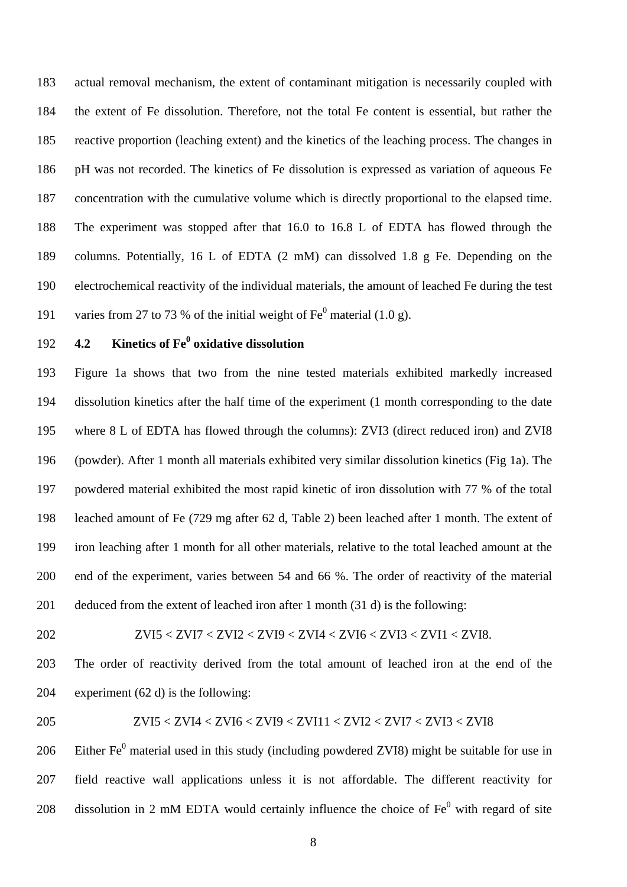actual removal mechanism, the extent of contaminant mitigation is necessarily coupled with the extent of Fe dissolution. Therefore, not the total Fe content is essential, but rather the reactive proportion (leaching extent) and the kinetics of the leaching process. The changes in pH was not recorded. The kinetics of Fe dissolution is expressed as variation of aqueous Fe concentration with the cumulative volume which is directly proportional to the elapsed time. The experiment was stopped after that 16.0 to 16.8 L of EDTA has flowed through the columns. Potentially, 16 L of EDTA (2 mM) can dissolved 1.8 g Fe. Depending on the electrochemical reactivity of the individual materials, the amount of leached Fe during the test varies from 27 to 73 % of the initial weight of $Fe^0$ material (1.0 g).

### 4.2 Kinetics of $Fe^0$ oxidative dissolution

Figure 1a shows that two from the nine tested materials exhibited markedly increased dissolution kinetics after the half time of the experiment (1 month corresponding to the date where 8 L of EDTA has flowed through the columns): ZVI3 (direct reduced iron) and ZVI8 (powder). After 1 month all materials exhibited very similar dissolution kinetics (Fig 1a). The powdered material exhibited the most rapid kinetic of iron dissolution with 77 % of the total leached amount of Fe (729 mg after 62 d, Table 2) been leached after 1 month. The extent of iron leaching after 1 month for all other materials, relative to the total leached amount at the end of the experiment, varies between 54 and 66 %. The order of reactivity of the material deduced from the extent of leached iron after 1 month (31 d) is the following:

ZVI5 < ZVI7 < ZVI2 < ZVI9 < ZVI4 < ZVI6 < ZVI3 < ZVI1 < ZVI8.

The order of reactivity derived from the total amount of leached iron at the end of the experiment (62 d) is the following:

ZVI5 < ZVI4 < ZVI6 < ZVI9 < ZVI11 < ZVI2 < ZVI7 < ZVI3 < ZVI8

Either $Fe^0$ material used in this study (including powdered ZVI8) might be suitable for use in field reactive wall applications unless it is not affordable. The different reactivity for dissolution in 2 mM EDTA would certainly influence the choice of $Fe^0$ with regard of site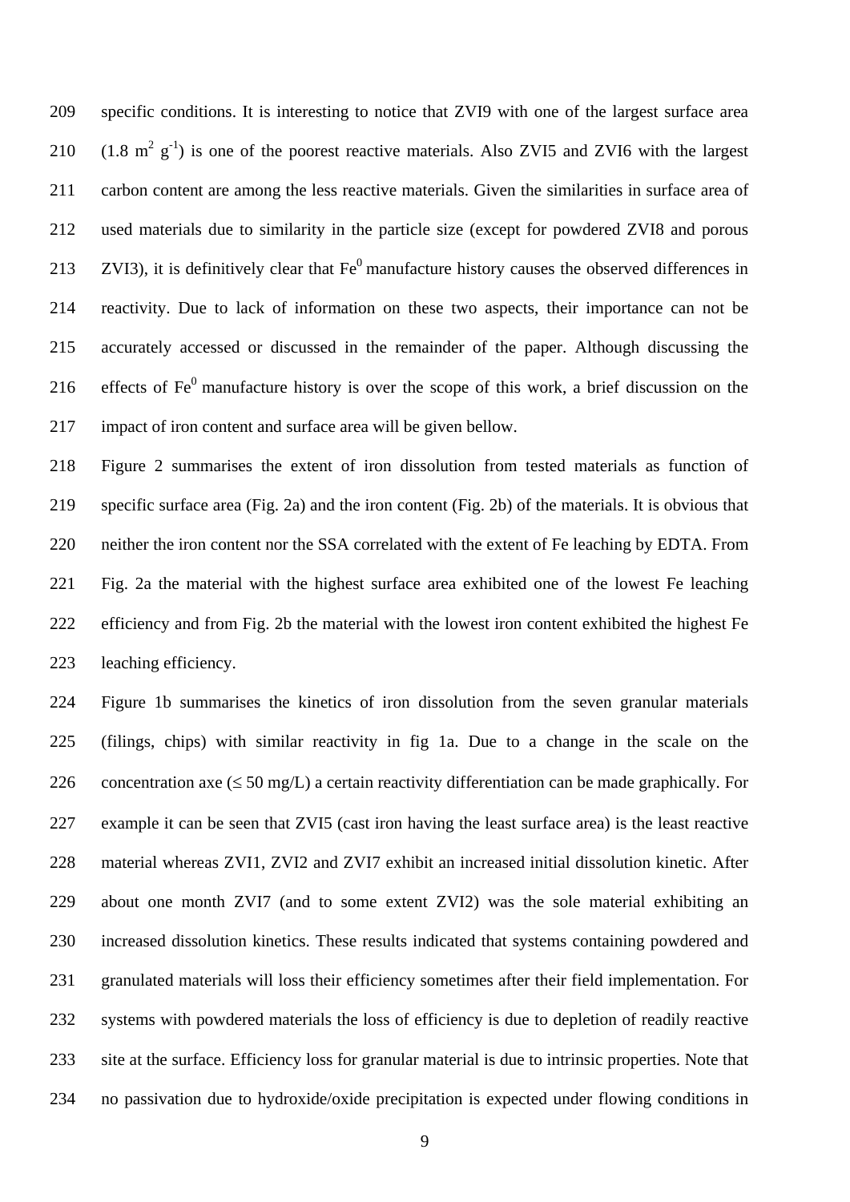specific conditions. It is interesting to notice that ZVI9 with one of the largest surface area ($1.8\ m^2\ g^{-1}$) is one of the poorest reactive materials. Also ZVI5 and ZVI6 with the largest carbon content are among the less reactive materials. Given the similarities in surface area of used materials due to similarity in the particle size (except for powdered ZVI8 and porous ZVI3), it is definitively clear that $Fe^0$ manufacture history causes the observed differences in reactivity. Due to lack of information on these two aspects, their importance can not be accurately accessed or discussed in the remainder of the paper. Although discussing the effects of $Fe^0$ manufacture history is over the scope of this work, a brief discussion on the impact of iron content and surface area will be given bellow.

Figure 2 summarises the extent of iron dissolution from tested materials as function of specific surface area (Fig. 2a) and the iron content (Fig. 2b) of the materials. It is obvious that neither the iron content nor the SSA correlated with the extent of Fe leaching by EDTA. From Fig. 2a the material with the highest surface area exhibited one of the lowest Fe leaching efficiency and from Fig. 2b the material with the lowest iron content exhibited the highest Fe leaching efficiency.

Figure 1b summarises the kinetics of iron dissolution from the seven granular materials (filings, chips) with similar reactivity in fig 1a. Due to a change in the scale on the concentration axe (≤ 50 mg/L) a certain reactivity differentiation can be made graphically. For example it can be seen that ZVI5 (cast iron having the least surface area) is the least reactive material whereas ZVI1, ZVI2 and ZVI7 exhibit an increased initial dissolution kinetic. After about one month ZVI7 (and to some extent ZVI2) was the sole material exhibiting an increased dissolution kinetics. These results indicated that systems containing powdered and granulated materials will loss their efficiency sometimes after their field implementation. For systems with powdered materials the loss of efficiency is due to depletion of readily reactive site at the surface. Efficiency loss for granular material is due to intrinsic properties. Note that no passivation due to hydroxide/oxide precipitation is expected under flowing conditions in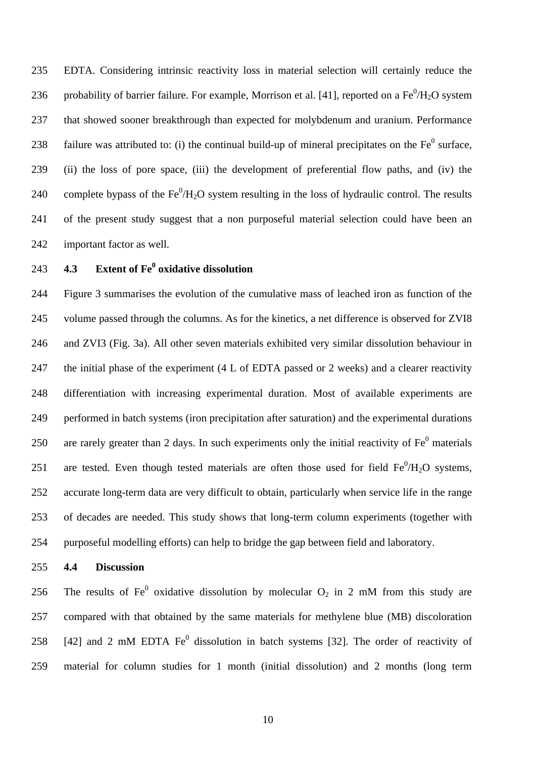EDTA. Considering intrinsic reactivity loss in material selection will certainly reduce the probability of barrier failure. For example, Morrison et al. [41], reported on a $Fe^0/H_2O$ system that showed sooner breakthrough than expected for molybdenum and uranium. Performance failure was attributed to: (i) the continual build-up of mineral precipitates on the $Fe^0$ surface, (ii) the loss of pore space, (iii) the development of preferential flow paths, and (iv) the complete bypass of the $Fe^0/H_2O$ system resulting in the loss of hydraulic control. The results of the present study suggest that a non purposeful material selection could have been an important factor as well.

### 4.3 Extent of $Fe^0$ oxidative dissolution

Figure 3 summarises the evolution of the cumulative mass of leached iron as function of the volume passed through the columns. As for the kinetics, a net difference is observed for ZVI8 and ZVI3 (Fig. 3a). All other seven materials exhibited very similar dissolution behaviour in the initial phase of the experiment (4 L of EDTA passed or 2 weeks) and a clearer reactivity differentiation with increasing experimental duration. Most of available experiments are performed in batch systems (iron precipitation after saturation) and the experimental durations are rarely greater than 2 days. In such experiments only the initial reactivity of $Fe^0$ materials are tested. Even though tested materials are often those used for field $Fe^0/H_2O$ systems, accurate long-term data are very difficult to obtain, particularly when service life in the range of decades are needed. This study shows that long-term column experiments (together with purposeful modelling efforts) can help to bridge the gap between field and laboratory.

### 4.4 Discussion

The results of $Fe^0$ oxidative dissolution by molecular $O_2$ in 2 mM from this study are compared with that obtained by the same materials for methylene blue (MB) discoloration [42] and 2 mM EDTA $Fe^0$ dissolution in batch systems [32]. The order of reactivity of material for column studies for 1 month (initial dissolution) and 2 months (long term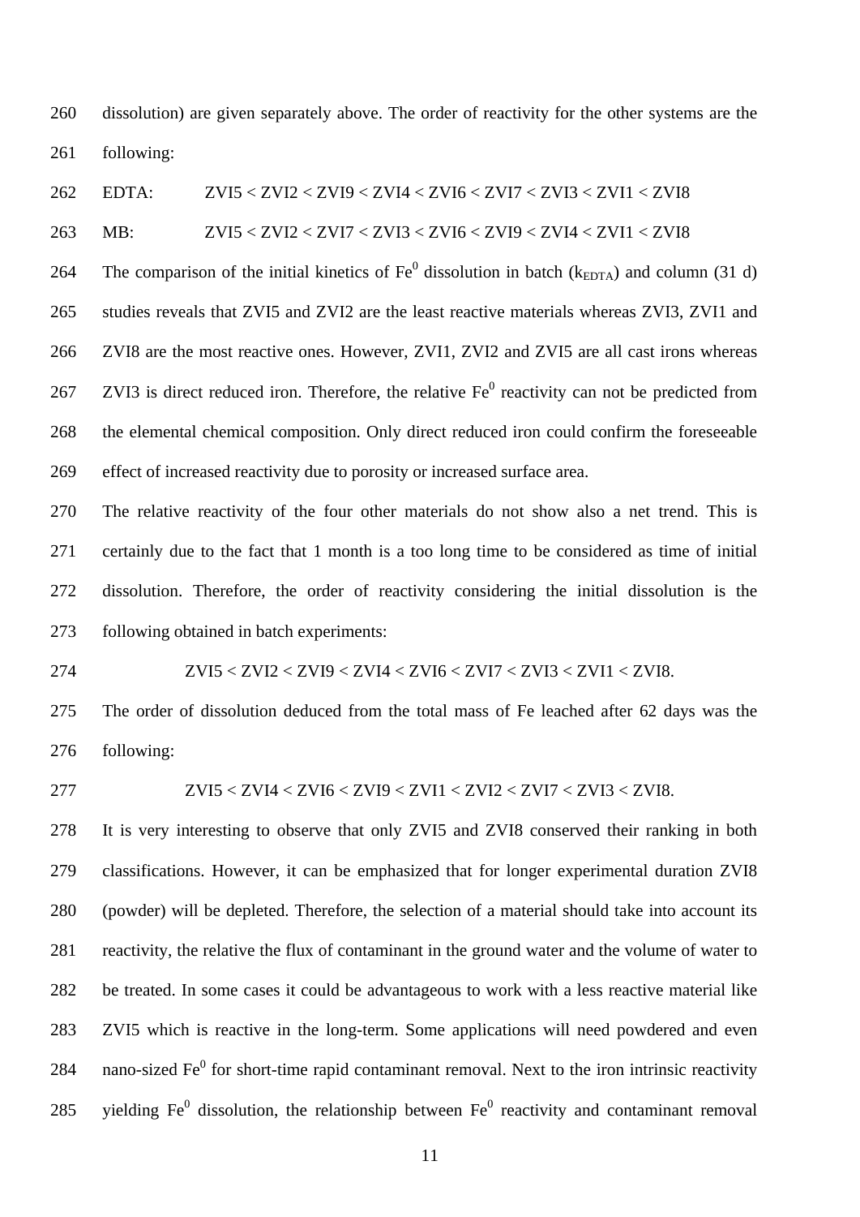dissolution) are given separately above. The order of reactivity for the other systems are the following:

EDTA: ZVI5 < ZVI2 < ZVI9 < ZVI4 < ZVI6 < ZVI7 < ZVI3 < ZVI1 < ZVI8

MB: ZVI5 < ZVI2 < ZVI7 < ZVI3 < ZVI6 < ZVI9 < ZVI4 < ZVI1 < ZVI8

The comparison of the initial kinetics of $Fe^0$ dissolution in batch ($k_{EDTA}$) and column (31 d) studies reveals that ZVI5 and ZVI2 are the least reactive materials whereas ZVI3, ZVI1 and ZVI8 are the most reactive ones. However, ZVI1, ZVI2 and ZVI5 are all cast irons whereas ZVI3 is direct reduced iron. Therefore, the relative $Fe^0$ reactivity can not be predicted from the elemental chemical composition. Only direct reduced iron could confirm the foreseeable effect of increased reactivity due to porosity or increased surface area.

The relative reactivity of the four other materials do not show also a net trend. This is certainly due to the fact that 1 month is a too long time to be considered as time of initial dissolution. Therefore, the order of reactivity considering the initial dissolution is the following obtained in batch experiments:

ZVI5 < ZVI2 < ZVI9 < ZVI4 < ZVI6 < ZVI7 < ZVI3 < ZVI1 < ZVI8.

The order of dissolution deduced from the total mass of Fe leached after 62 days was the following:

ZVI5 < ZVI4 < ZVI6 < ZVI9 < ZVI1 < ZVI2 < ZVI7 < ZVI3 < ZVI8.

It is very interesting to observe that only ZVI5 and ZVI8 conserved their ranking in both classifications. However, it can be emphasized that for longer experimental duration ZVI8 (powder) will be depleted. Therefore, the selection of a material should take into account its reactivity, the relative the flux of contaminant in the ground water and the volume of water to be treated. In some cases it could be advantageous to work with a less reactive material like ZVI5 which is reactive in the long-term. Some applications will need powdered and even nano-sized $Fe^0$ for short-time rapid contaminant removal. Next to the iron intrinsic reactivity yielding $Fe^0$ dissolution, the relationship between $Fe^0$ reactivity and contaminant removal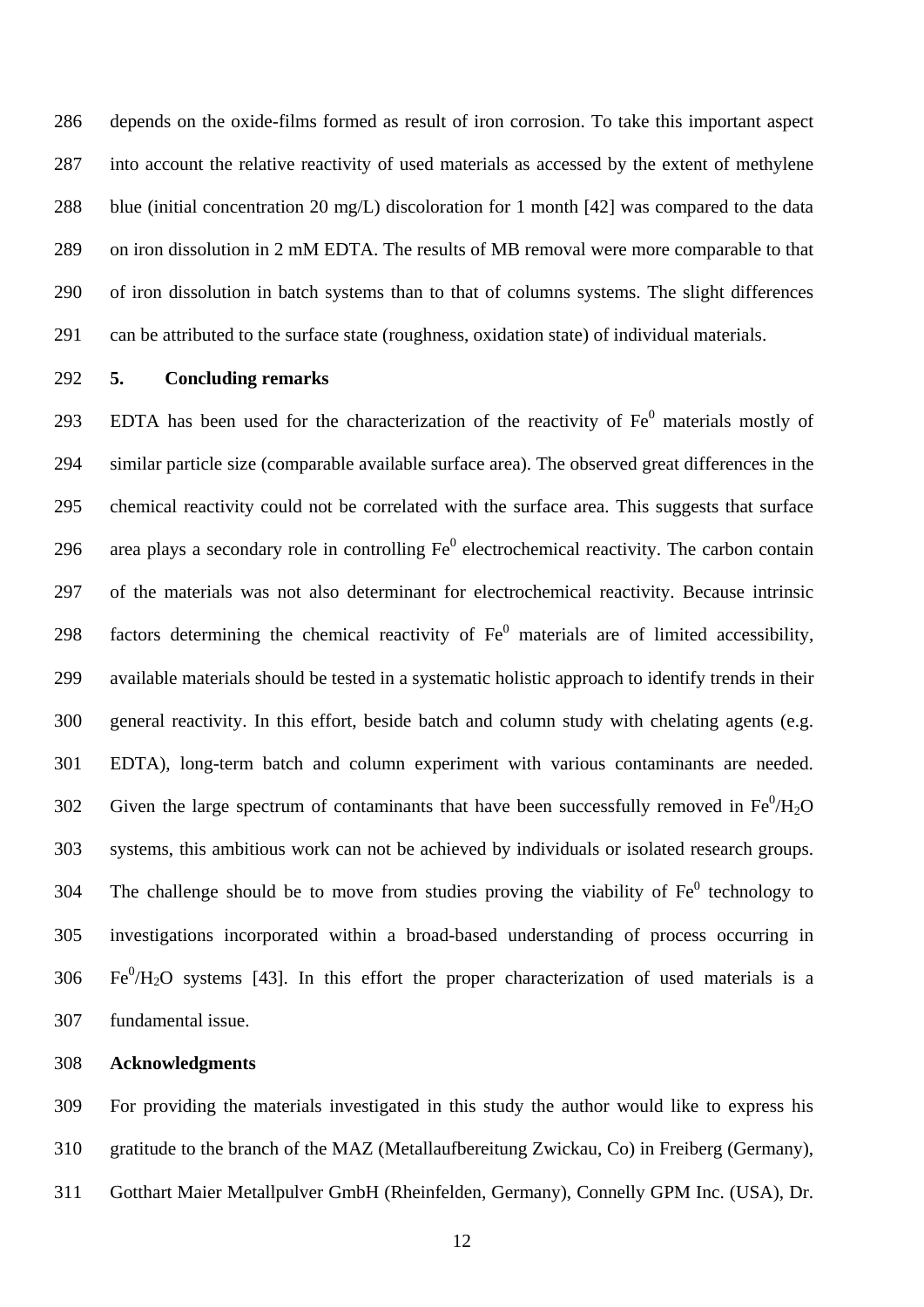depends on the oxide-films formed as result of iron corrosion. To take this important aspect into account the relative reactivity of used materials as accessed by the extent of methylene blue (initial concentration 20 mg/L) discoloration for 1 month [42] was compared to the data on iron dissolution in 2 mM EDTA. The results of MB removal were more comparable to that of iron dissolution in batch systems than to that of columns systems. The slight differences can be attributed to the surface state (roughness, oxidation state) of individual materials.

## 5. Concluding remarks

EDTA has been used for the characterization of the reactivity of $Fe^0$ materials mostly of similar particle size (comparable available surface area). The observed great differences in the chemical reactivity could not be correlated with the surface area. This suggests that surface area plays a secondary role in controlling $Fe^0$ electrochemical reactivity. The carbon contain of the materials was not also determinant for electrochemical reactivity. Because intrinsic factors determining the chemical reactivity of $Fe^0$ materials are of limited accessibility, available materials should be tested in a systematic holistic approach to identify trends in their general reactivity. In this effort, beside batch and column study with chelating agents (e.g. EDTA), long-term batch and column experiment with various contaminants are needed. Given the large spectrum of contaminants that have been successfully removed in $Fe^0/H_2O$ systems, this ambitious work can not be achieved by individuals or isolated research groups. The challenge should be to move from studies proving the viability of $Fe^0$ technology to investigations incorporated within a broad-based understanding of process occurring in $Fe^0/H_2O$ systems [43]. In this effort the proper characterization of used materials is a fundamental issue.

## Acknowledgments

For providing the materials investigated in this study the author would like to express his gratitude to the branch of the MAZ (Metallaufbereitung Zwickau, Co) in Freiberg (Germany), Gotthart Maier Metallpulver GmbH (Rheinfelden, Germany), Connelly GPM Inc. (USA), Dr.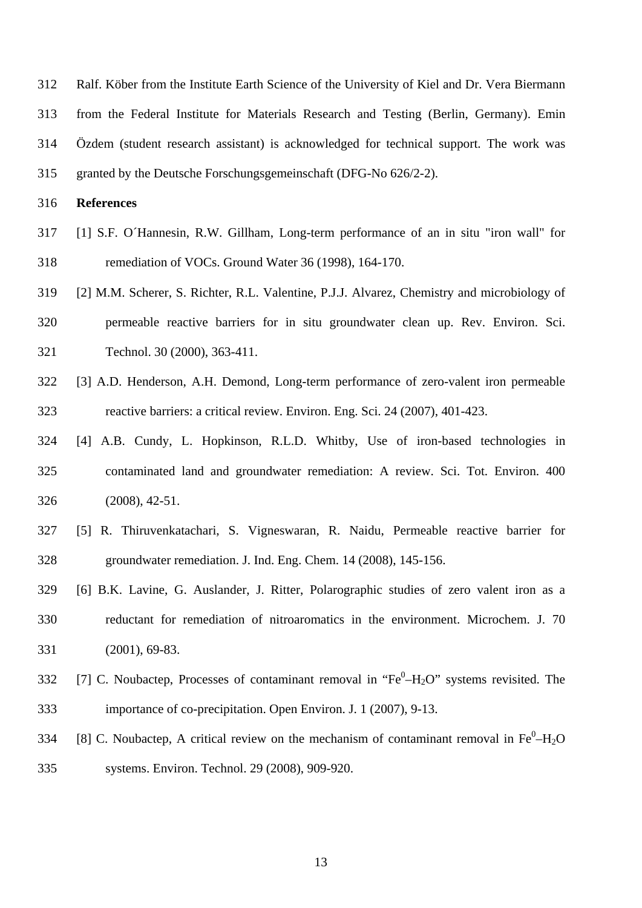Ralf. Köber from the Institute Earth Science of the University of Kiel and Dr. Vera Biermann from the Federal Institute for Materials Research and Testing (Berlin, Germany). Emin Özdem (student research assistant) is acknowledged for technical support. The work was granted by the Deutsche Forschungsgemeinschaft (DFG-No 626/2-2).

**References**

[1] S.F. O´Hannesin, R.W. Gillham, Long-term performance of an in situ "iron wall" for remediation of VOCs. Ground Water 36 (1998), 164-170.

[2] M.M. Scherer, S. Richter, R.L. Valentine, P.J.J. Alvarez, Chemistry and microbiology of permeable reactive barriers for in situ groundwater clean up. Rev. Environ. Sci. Technol. 30 (2000), 363-411.

[3] A.D. Henderson, A.H. Demond, Long-term performance of zero-valent iron permeable reactive barriers: a critical review. Environ. Eng. Sci. 24 (2007), 401-423.

[4] A.B. Cundy, L. Hopkinson, R.L.D. Whitby, Use of iron-based technologies in contaminated land and groundwater remediation: A review. Sci. Tot. Environ. 400 (2008), 42-51.

[5] R. Thiruvenkatachari, S. Vigneswaran, R. Naidu, Permeable reactive barrier for groundwater remediation. J. Ind. Eng. Chem. 14 (2008), 145-156.

[6] B.K. Lavine, G. Auslander, J. Ritter, Polarographic studies of zero valent iron as a reductant for remediation of nitroaromatics in the environment. Microchem. J. 70 (2001), 69-83.

[7] C. Noubactep, Processes of contaminant removal in "$Fe^0$–$H_2O$" systems revisited. The importance of co-precipitation. Open Environ. J. 1 (2007), 9-13.

[8] C. Noubactep, A critical review on the mechanism of contaminant removal in $Fe^0$–$H_2O$ systems. Environ. Technol. 29 (2008), 909-920.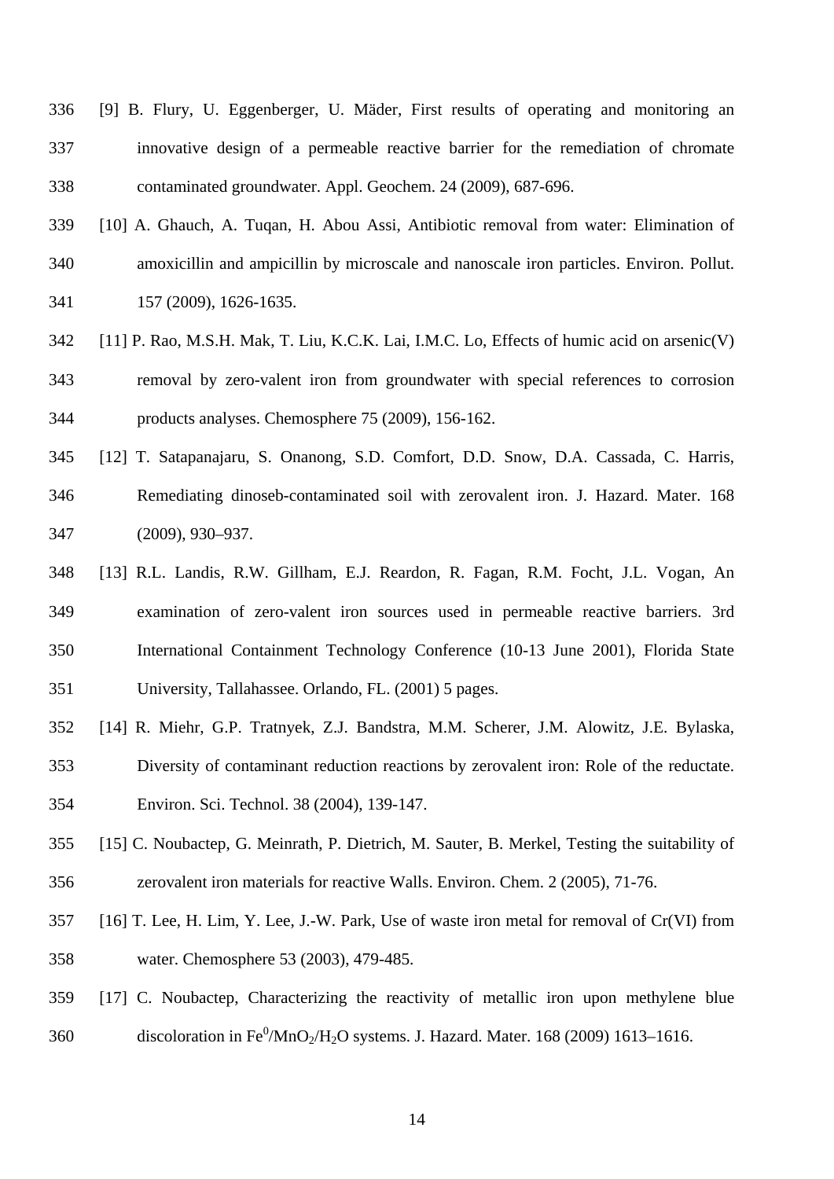[9] B. Flury, U. Eggenberger, U. Mäder, First results of operating and monitoring an innovative design of a permeable reactive barrier for the remediation of chromate contaminated groundwater. Appl. Geochem. 24 (2009), 687-696.

[10] A. Ghauch, A. Tuqan, H. Abou Assi, Antibiotic removal from water: Elimination of amoxicillin and ampicillin by microscale and nanoscale iron particles. Environ. Pollut. 157 (2009), 1626-1635.

[11] P. Rao, M.S.H. Mak, T. Liu, K.C.K. Lai, I.M.C. Lo, Effects of humic acid on arsenic(V) removal by zero-valent iron from groundwater with special references to corrosion products analyses. Chemosphere 75 (2009), 156-162.

[12] T. Satapanajaru, S. Onanong, S.D. Comfort, D.D. Snow, D.A. Cassada, C. Harris, Remediating dinoseb-contaminated soil with zerovalent iron. J. Hazard. Mater. 168 (2009), 930–937.

[13] R.L. Landis, R.W. Gillham, E.J. Reardon, R. Fagan, R.M. Focht, J.L. Vogan, An examination of zero-valent iron sources used in permeable reactive barriers. 3rd International Containment Technology Conference (10-13 June 2001), Florida State University, Tallahassee. Orlando, FL. (2001) 5 pages.

[14] R. Miehr, G.P. Tratnyek, Z.J. Bandstra, M.M. Scherer, J.M. Alowitz, J.E. Bylaska, Diversity of contaminant reduction reactions by zerovalent iron: Role of the reductate. Environ. Sci. Technol. 38 (2004), 139-147.

[15] C. Noubactep, G. Meinrath, P. Dietrich, M. Sauter, B. Merkel, Testing the suitability of zerovalent iron materials for reactive Walls. Environ. Chem. 2 (2005), 71-76.

[16] T. Lee, H. Lim, Y. Lee, J.-W. Park, Use of waste iron metal for removal of Cr(VI) from water. Chemosphere 53 (2003), 479-485.

[17] C. Noubactep, Characterizing the reactivity of metallic iron upon methylene blue discoloration in $Fe^0/MnO_2/H_2O$ systems. J. Hazard. Mater. 168 (2009) 1613–1616.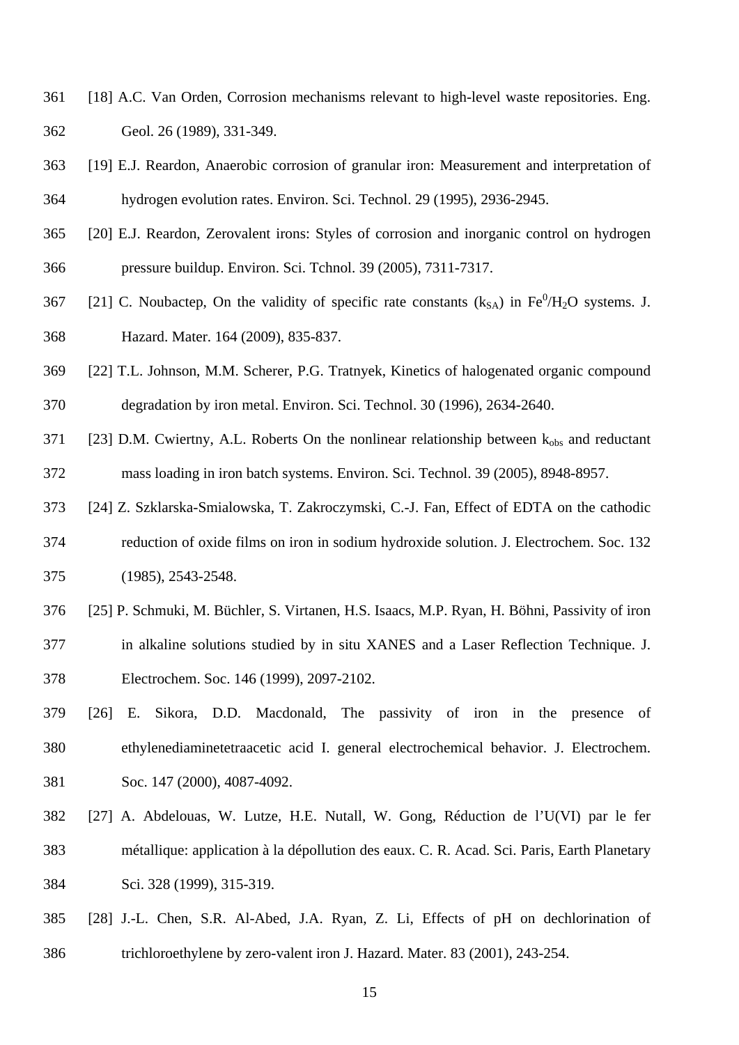[18] A.C. Van Orden, Corrosion mechanisms relevant to high-level waste repositories. Eng. Geol. 26 (1989), 331-349.

[19] E.J. Reardon, Anaerobic corrosion of granular iron: Measurement and interpretation of hydrogen evolution rates. Environ. Sci. Technol. 29 (1995), 2936-2945.

[20] E.J. Reardon, Zerovalent irons: Styles of corrosion and inorganic control on hydrogen pressure buildup. Environ. Sci. Tchnol. 39 (2005), 7311-7317.

[21] C. Noubactep, On the validity of specific rate constants ($k_{SA}$) in $Fe^0/H_2O$ systems. J. Hazard. Mater. 164 (2009), 835-837.

[22] T.L. Johnson, M.M. Scherer, P.G. Tratnyek, Kinetics of halogenated organic compound degradation by iron metal. Environ. Sci. Technol. 30 (1996), 2634-2640.

[23] D.M. Cwiertny, A.L. Roberts On the nonlinear relationship between $k_{obs}$ and reductant mass loading in iron batch systems. Environ. Sci. Technol. 39 (2005), 8948-8957.

[24] Z. Szklarska-Smialowska, T. Zakroczymski, C.-J. Fan, Effect of EDTA on the cathodic reduction of oxide films on iron in sodium hydroxide solution. J. Electrochem. Soc. 132 (1985), 2543-2548.

[25] P. Schmuki, M. Büchler, S. Virtanen, H.S. Isaacs, M.P. Ryan, H. Böhni, Passivity of iron in alkaline solutions studied by in situ XANES and a Laser Reflection Technique. J. Electrochem. Soc. 146 (1999), 2097-2102.

[26] E. Sikora, D.D. Macdonald, The passivity of iron in the presence of ethylenediaminetetraacetic acid I. general electrochemical behavior. J. Electrochem. Soc. 147 (2000), 4087-4092.

[27] A. Abdelouas, W. Lutze, H.E. Nutall, W. Gong, Réduction de l'U(VI) par le fer métallique: application à la dépollution des eaux. C. R. Acad. Sci. Paris, Earth Planetary Sci. 328 (1999), 315-319.

[28] J.-L. Chen, S.R. Al-Abed, J.A. Ryan, Z. Li, Effects of pH on dechlorination of trichloroethylene by zero-valent iron J. Hazard. Mater. 83 (2001), 243-254.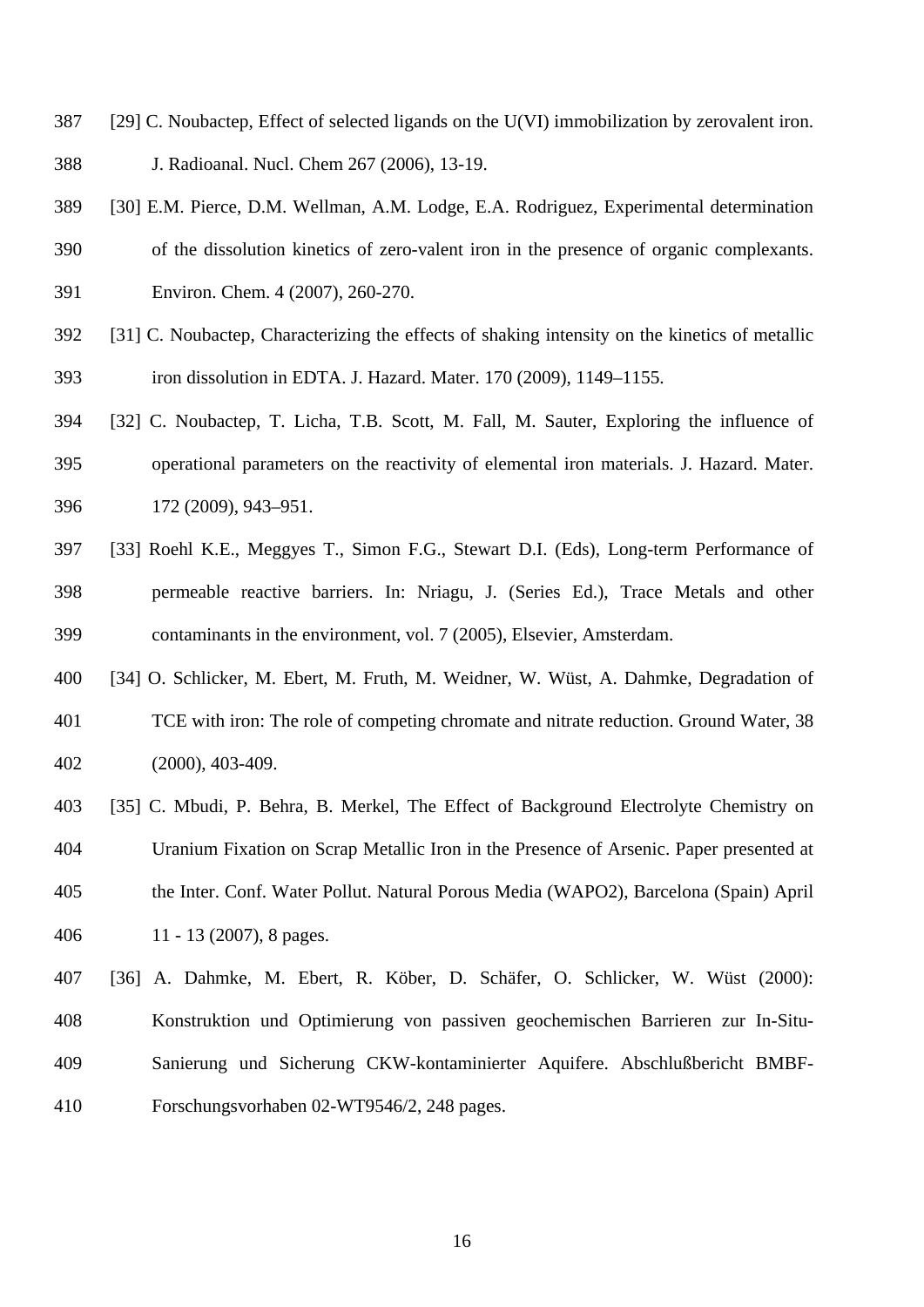[29] C. Noubactep, Effect of selected ligands on the U(VI) immobilization by zerovalent iron. J. Radioanal. Nucl. Chem 267 (2006), 13-19.

[30] E.M. Pierce, D.M. Wellman, A.M. Lodge, E.A. Rodriguez, Experimental determination of the dissolution kinetics of zero-valent iron in the presence of organic complexants. Environ. Chem. 4 (2007), 260-270.

[31] C. Noubactep, Characterizing the effects of shaking intensity on the kinetics of metallic iron dissolution in EDTA. J. Hazard. Mater. 170 (2009), 1149–1155.

[32] C. Noubactep, T. Licha, T.B. Scott, M. Fall, M. Sauter, Exploring the influence of operational parameters on the reactivity of elemental iron materials. J. Hazard. Mater. 172 (2009), 943–951.

[33] Roehl K.E., Meggyes T., Simon F.G., Stewart D.I. (Eds), Long-term Performance of permeable reactive barriers. In: Nriagu, J. (Series Ed.), Trace Metals and other contaminants in the environment, vol. 7 (2005), Elsevier, Amsterdam.

[34] O. Schlicker, M. Ebert, M. Fruth, M. Weidner, W. Wüst, A. Dahmke, Degradation of TCE with iron: The role of competing chromate and nitrate reduction. Ground Water, 38 (2000), 403-409.

[35] C. Mbudi, P. Behra, B. Merkel, The Effect of Background Electrolyte Chemistry on Uranium Fixation on Scrap Metallic Iron in the Presence of Arsenic. Paper presented at the Inter. Conf. Water Pollut. Natural Porous Media (WAPO2), Barcelona (Spain) April 11 - 13 (2007), 8 pages.

[36] A. Dahmke, M. Ebert, R. Köber, D. Schäfer, O. Schlicker, W. Wüst (2000): Konstruktion und Optimierung von passiven geochemischen Barrieren zur In-Situ-Sanierung und Sicherung CKW-kontaminierter Aquifere. Abschlußbericht BMBF-Forschungsvorhaben 02-WT9546/2, 248 pages.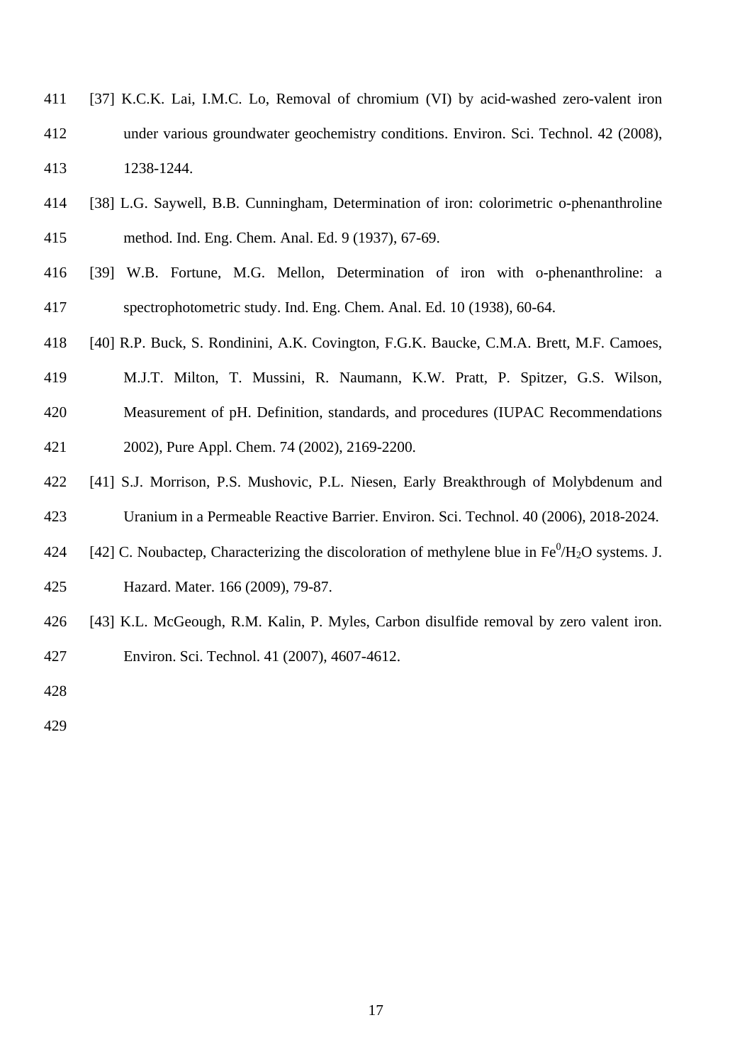[37] K.C.K. Lai, I.M.C. Lo, Removal of chromium (VI) by acid-washed zero-valent iron under various groundwater geochemistry conditions. Environ. Sci. Technol. 42 (2008), 1238-1244.

[38] L.G. Saywell, B.B. Cunningham, Determination of iron: colorimetric o-phenanthroline method. Ind. Eng. Chem. Anal. Ed. 9 (1937), 67-69.

[39] W.B. Fortune, M.G. Mellon, Determination of iron with o-phenanthroline: a spectrophotometric study. Ind. Eng. Chem. Anal. Ed. 10 (1938), 60-64.

[40] R.P. Buck, S. Rondinini, A.K. Covington, F.G.K. Baucke, C.M.A. Brett, M.F. Camoes, M.J.T. Milton, T. Mussini, R. Naumann, K.W. Pratt, P. Spitzer, G.S. Wilson, Measurement of pH. Definition, standards, and procedures (IUPAC Recommendations 2002), Pure Appl. Chem. 74 (2002), 2169-2200.

[41] S.J. Morrison, P.S. Mushovic, P.L. Niesen, Early Breakthrough of Molybdenum and Uranium in a Permeable Reactive Barrier. Environ. Sci. Technol. 40 (2006), 2018-2024.

[42] C. Noubactep, Characterizing the discoloration of methylene blue in $Fe^0/H_2O$ systems. J. Hazard. Mater. 166 (2009), 79-87.

[43] K.L. McGeough, R.M. Kalin, P. Myles, Carbon disulfide removal by zero valent iron. Environ. Sci. Technol. 41 (2007), 4607-4612.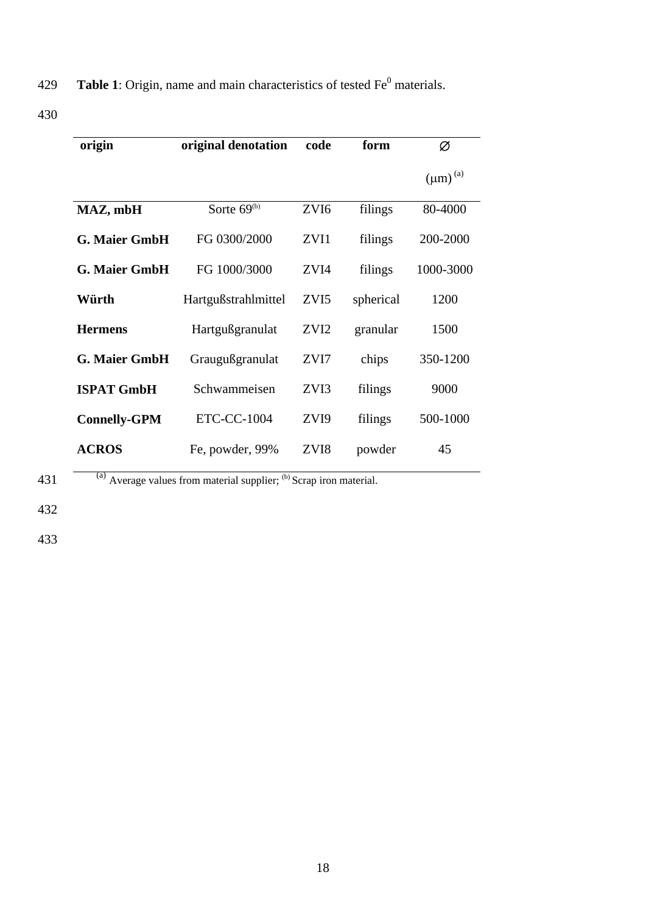**Table 1**: Origin, name and main characteristics of tested $Fe^0$ materials.

| origin | original denotation | code | form | ∅ ($\mu$m) [a] |
|---|---|---|---|---|
| **MAZ, mbH** | Sorte 69[b] | ZVI6 | filings | 80-4000 |
| **G. Maier GmbH** | FG 0300/2000 | ZVI1 | filings | 200-2000 |
| **G. Maier GmbH** | FG 1000/3000 | ZVI4 | filings | 1000-3000 |
| **Würth** | Hartgußstrahlmittel | ZVI5 | spherical | 1200 |
| **Hermens** | Hartgußgranulat | ZVI2 | granular | 1500 |
| **G. Maier GmbH** | Graugußgranulat | ZVI7 | chips | 350-1200 |
| **ISPAT GmbH** | Schwammeisen | ZVI3 | filings | 9000 |
| **Connelly-GPM** | ETC-CC-1004 | ZVI9 | filings | 500-1000 |
| **ACROS** | Fe, powder, 99% | ZVI8 | powder | 45 |

[a] Average values from material supplier; [b] Scrap iron material.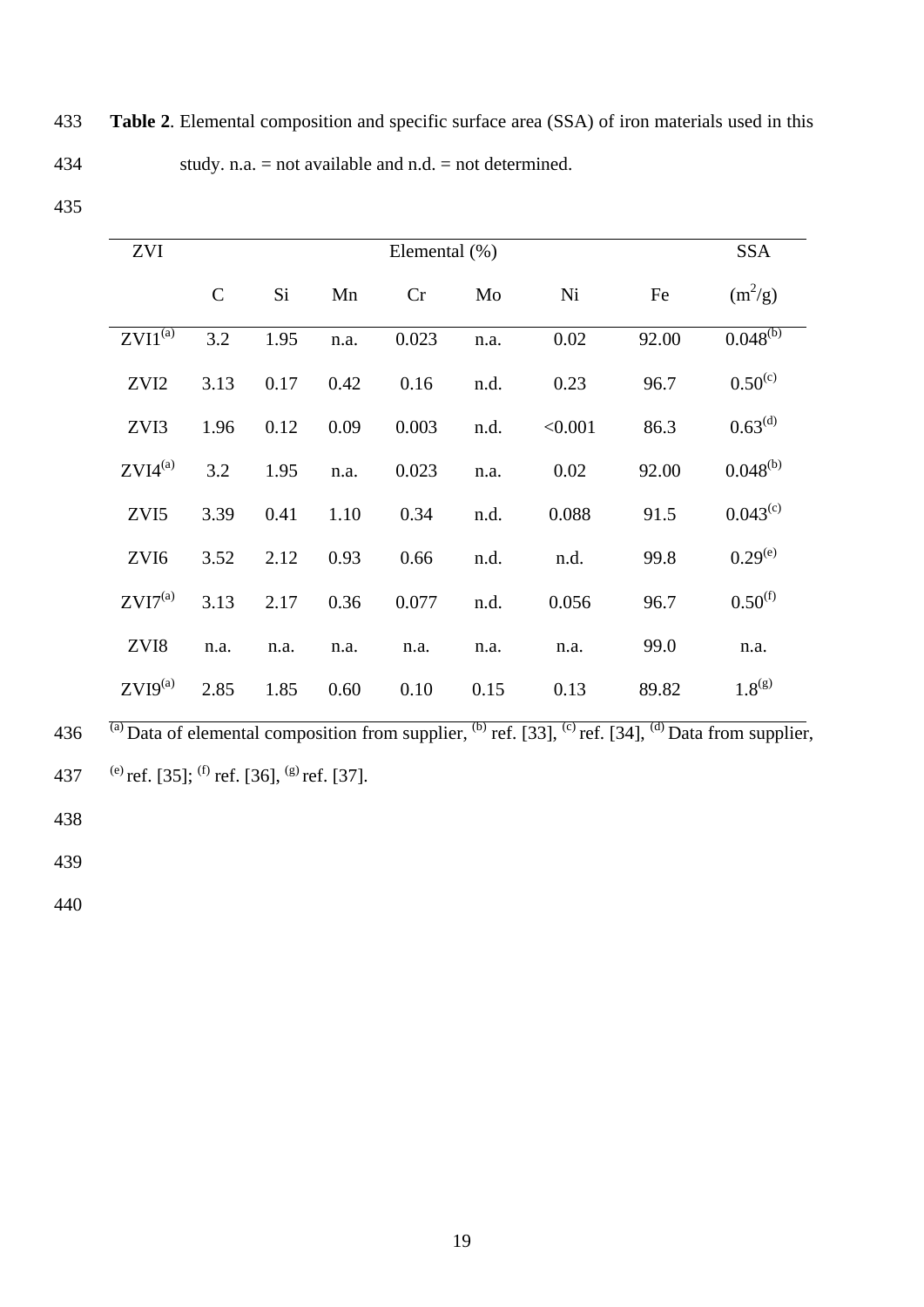**Table 2**. Elemental composition and specific surface area (SSA) of iron materials used in this study. n.a. = not available and n.d. = not determined.

| ZVI | Elemental (%) | | | | | | | SSA |
|---|---|---|---|---|---|---|---|---|
| | C | Si | Mn | Cr | Mo | Ni | Fe | ($m^2$/g) |
| ZVI1[(a)] | 3.2 | 1.95 | n.a. | 0.023 | n.a. | 0.02 | 92.00 | 0.048[(b)] |
| ZVI2 | 3.13 | 0.17 | 0.42 | 0.16 | n.d. | 0.23 | 96.7 | 0.50[(c)] |
| ZVI3 | 1.96 | 0.12 | 0.09 | 0.003 | n.d. | <0.001 | 86.3 | 0.63[(d)] |
| ZVI4[(a)] | 3.2 | 1.95 | n.a. | 0.023 | n.a. | 0.02 | 92.00 | 0.048[(b)] |
| ZVI5 | 3.39 | 0.41 | 1.10 | 0.34 | n.d. | 0.088 | 91.5 | 0.043[(c)] |
| ZVI6 | 3.52 | 2.12 | 0.93 | 0.66 | n.d. | n.d. | 99.8 | 0.29[(e)] |
| ZVI7[(a)] | 3.13 | 2.17 | 0.36 | 0.077 | n.d. | 0.056 | 96.7 | 0.50[(f)] |
| ZVI8 | n.a. | n.a. | n.a. | n.a. | n.a. | n.a. | 99.0 | n.a. |
| ZVI9[(a)] | 2.85 | 1.85 | 0.60 | 0.10 | 0.15 | 0.13 | 89.82 | 1.8[(g)] |

[(a)] Data of elemental composition from supplier, [(b)] ref. [33], [(c)] ref. [34], [(d)] Data from supplier, [(e)] ref. [35]; [(f)] ref. [36], [(g)] ref. [37].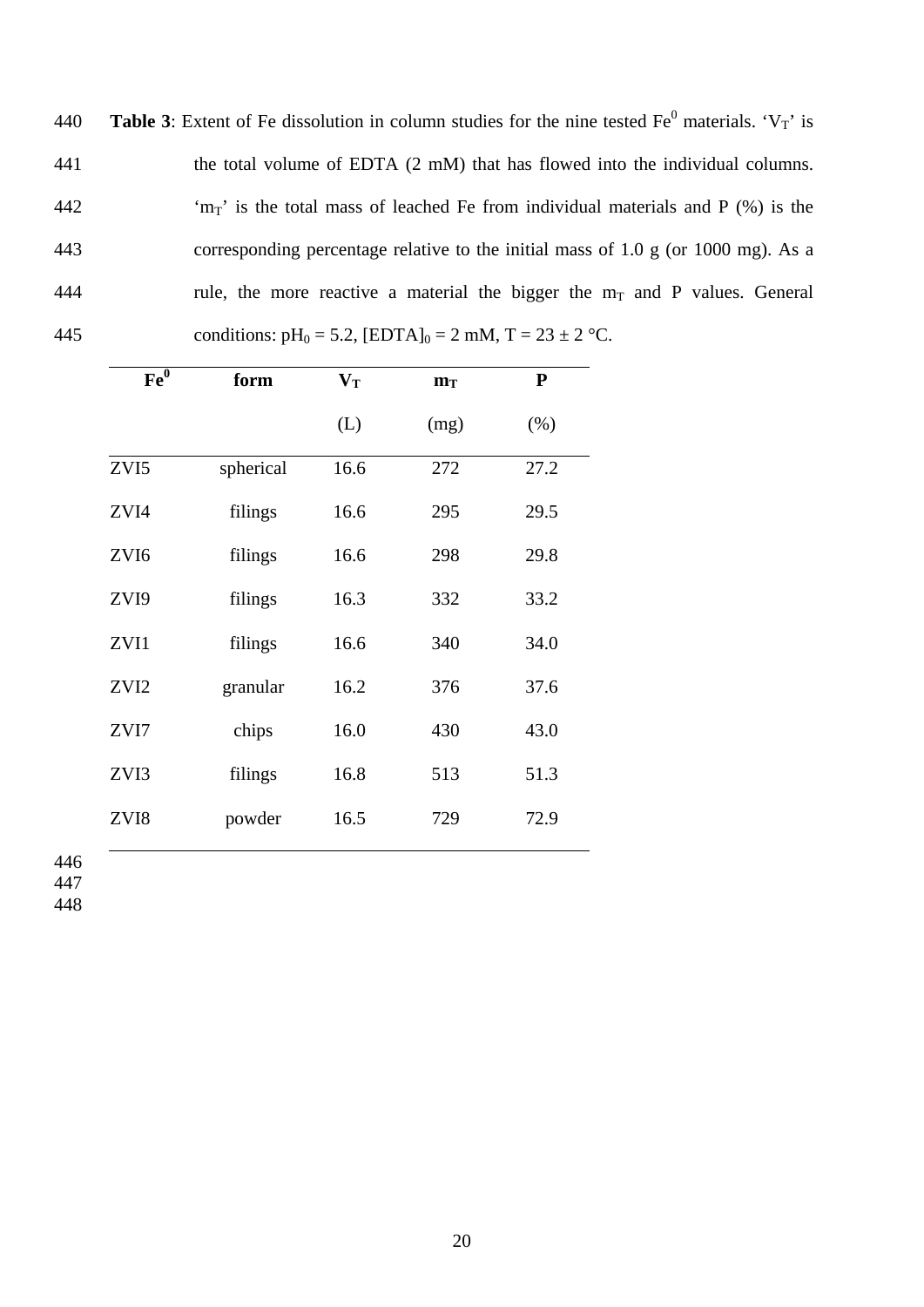**Table 3**: Extent of Fe dissolution in column studies for the nine tested $Fe^0$ materials. '$V_T$' is the total volume of EDTA (2 mM) that has flowed into the individual columns. '$m_T$' is the total mass of leached Fe from individual materials and P (%) is the corresponding percentage relative to the initial mass of 1.0 g (or 1000 mg). As a rule, the more reactive a material the bigger the $m_T$ and P values. General conditions: $pH_0$ = 5.2, $[EDTA]_0$ = 2 mM, T = 23 ± 2 °C.

| $Fe^0$ | form | $V_T$ (L) | $m_T$ (mg) | P (%) |
|---|---|---|---|---|
| ZVI5 | spherical | 16.6 | 272 | 27.2 |
| ZVI4 | filings | 16.6 | 295 | 29.5 |
| ZVI6 | filings | 16.6 | 298 | 29.8 |
| ZVI9 | filings | 16.3 | 332 | 33.2 |
| ZVI1 | filings | 16.6 | 340 | 34.0 |
| ZVI2 | granular | 16.2 | 376 | 37.6 |
| ZVI7 | chips | 16.0 | 430 | 43.0 |
| ZVI3 | filings | 16.8 | 513 | 51.3 |
| ZVI8 | powder | 16.5 | 729 | 72.9 |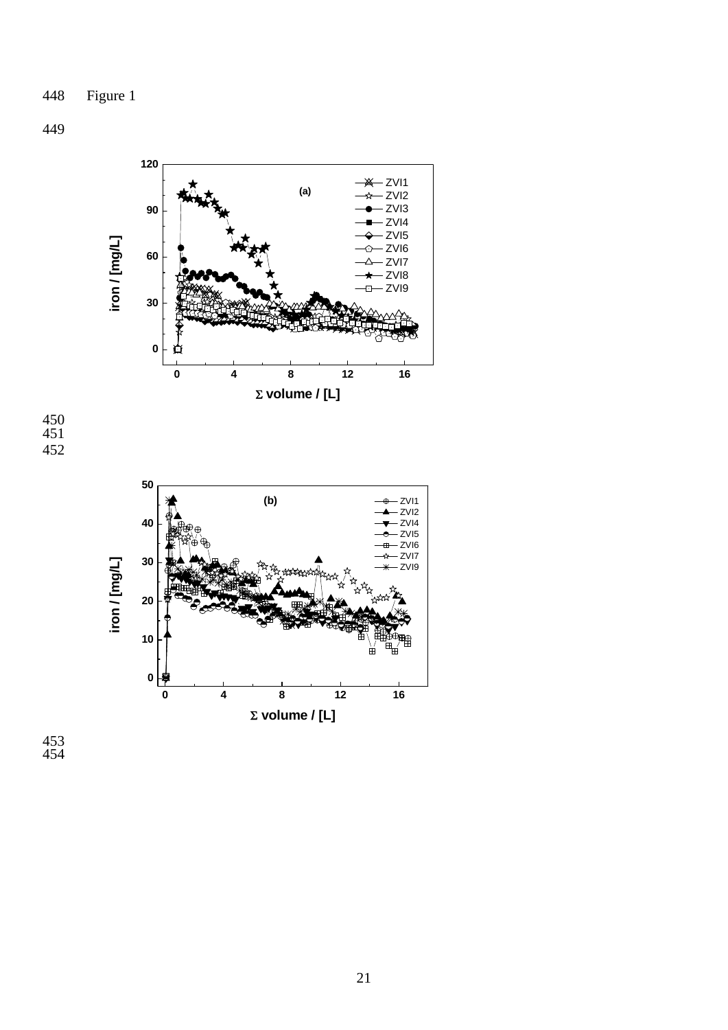Figure 1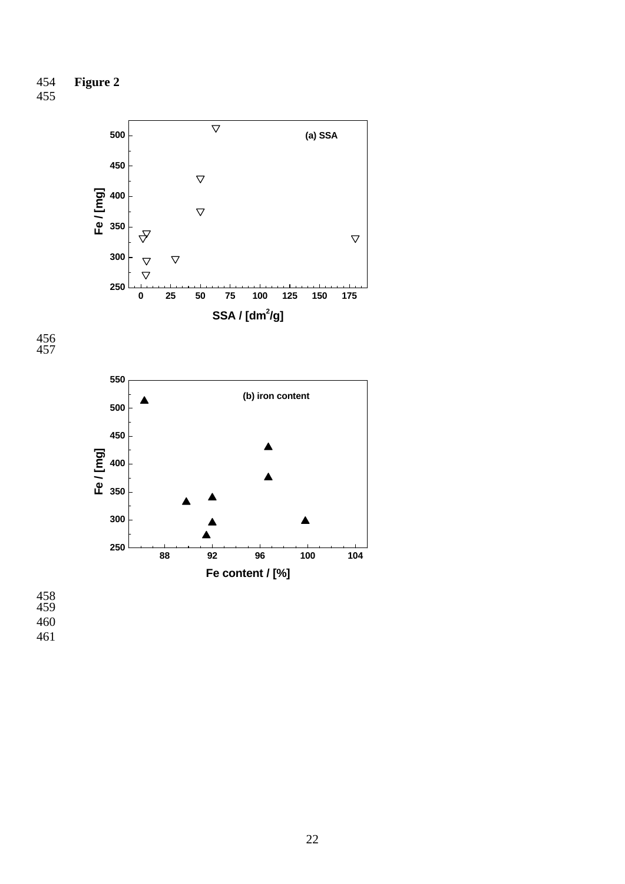**Figure 2**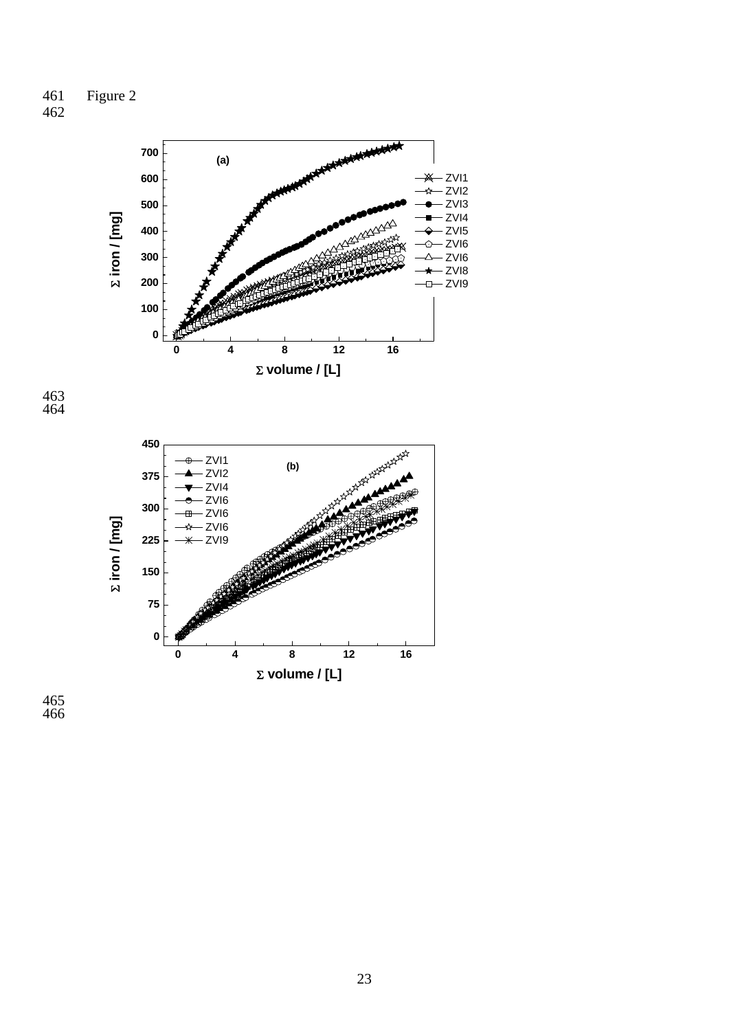Figure 2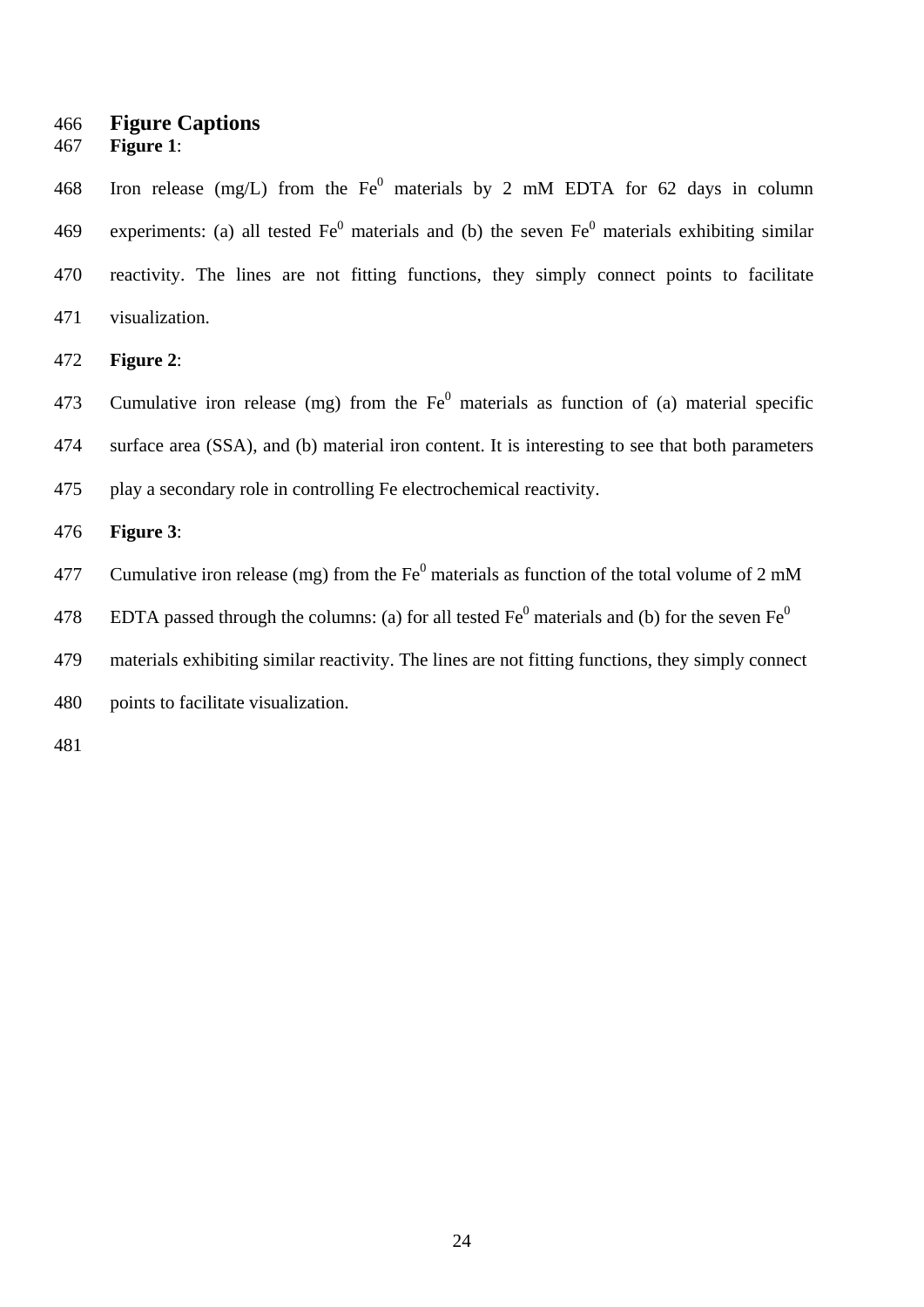# Figure Captions

**Figure 1**:

Iron release (mg/L) from the $Fe^0$ materials by 2 mM EDTA for 62 days in column experiments: (a) all tested $Fe^0$ materials and (b) the seven $Fe^0$ materials exhibiting similar reactivity. The lines are not fitting functions, they simply connect points to facilitate visualization.

**Figure 2**:

Cumulative iron release (mg) from the $Fe^0$ materials as function of (a) material specific surface area (SSA), and (b) material iron content. It is interesting to see that both parameters play a secondary role in controlling Fe electrochemical reactivity.

**Figure 3**:

Cumulative iron release (mg) from the $Fe^0$ materials as function of the total volume of 2 mM EDTA passed through the columns: (a) for all tested $Fe^0$ materials and (b) for the seven $Fe^0$ materials exhibiting similar reactivity. The lines are not fitting functions, they simply connect points to facilitate visualization.